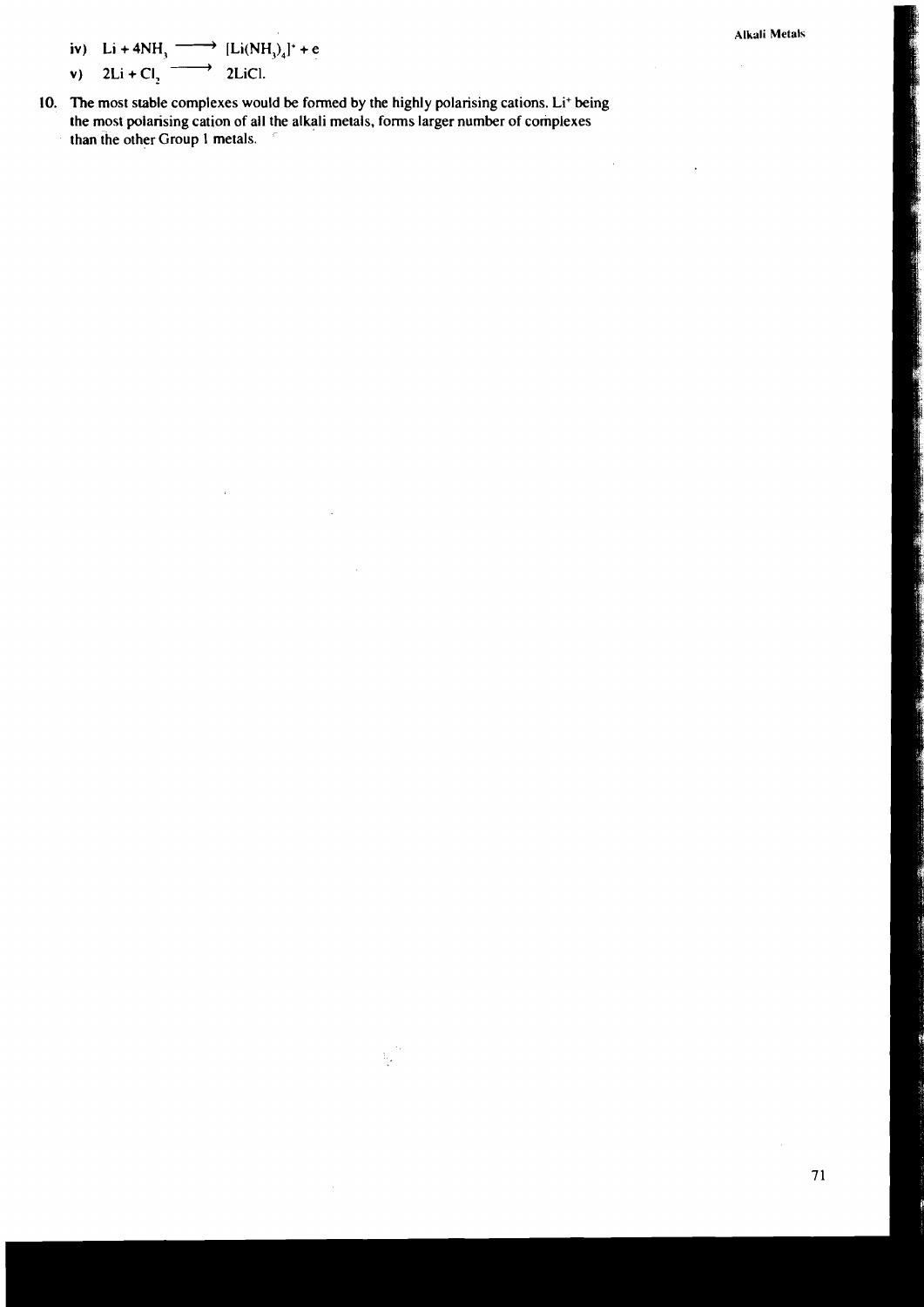iv) $Li + 4NH_3 \longrightarrow [Li(NH_3)_4]^+ + e$

v) $2Li + Cl_2 \longrightarrow 2LiCl$.

10. The most stable complexes would be formed by the highly polarising cations. $Li^+$ being the most polarising cation of all the alkali metals, forms larger number of complexes than the other Group 1 metals.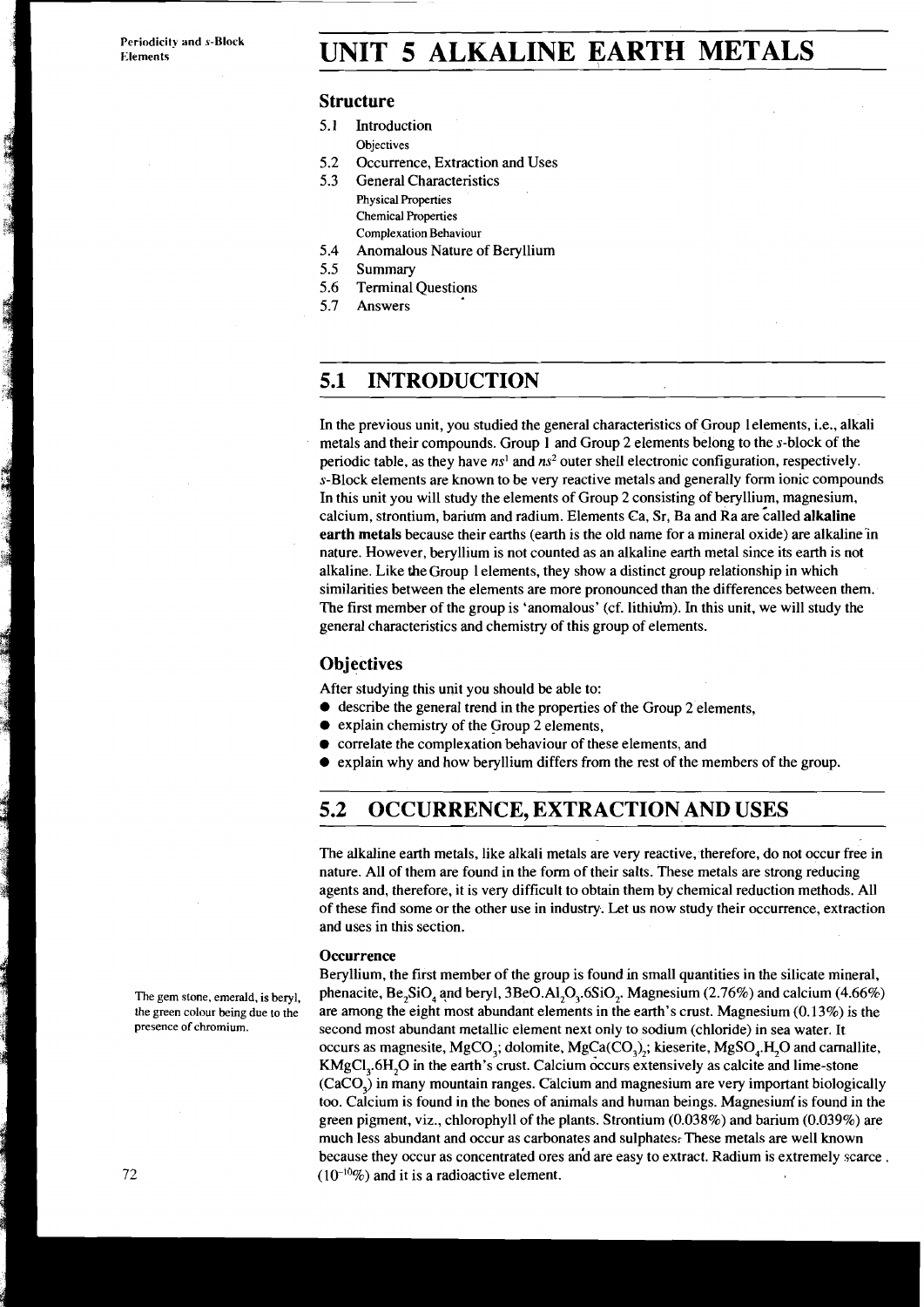# UNIT 5 ALKALINE EARTH METALS

## Structure

5.1 Introduction
Objectives

5.2 Occurrence, Extraction and Uses

5.3 General Characteristics
Physical Properties
Chemical Properties
Complexation Behaviour

5.4 Anomalous Nature of Beryllium

5.5 Summary

5.6 Terminal Questions

5.7 Answers

## 5.1 INTRODUCTION

In the previous unit, you studied the general characteristics of Group 1 elements, i.e., alkali metals and their compounds. Group 1 and Group 2 elements belong to the *s*-block of the periodic table, as they have $ns^1$ and $ns^2$ outer shell electronic configuration, respectively. *s*-Block elements are known to be very reactive metals and generally form ionic compounds In this unit you will study the elements of Group 2 consisting of beryllium, magnesium, calcium, strontium, barium and radium. Elements Ca, Sr, Ba and Ra are called **alkaline earth metals** because their earths (earth is the old name for a mineral oxide) are alkaline in nature. However, beryllium is not counted as an alkaline earth metal since its earth is not alkaline. Like the Group 1 elements, they show a distinct group relationship in which similarities between the elements are more pronounced than the differences between them. The first member of the group is 'anomalous' (cf. lithium). In this unit, we will study the general characteristics and chemistry of this group of elements.

### Objectives

After studying this unit you should be able to:

- describe the general trend in the properties of the Group 2 elements,
- explain chemistry of the Group 2 elements,
- correlate the complexation behaviour of these elements, and
- explain why and how beryllium differs from the rest of the members of the group.

## 5.2 OCCURRENCE, EXTRACTION AND USES

The alkaline earth metals, like alkali metals are very reactive, therefore, do not occur free in nature. All of them are found in the form of their salts. These metals are strong reducing agents and, therefore, it is very difficult to obtain them by chemical reduction methods. All of these find some or the other use in industry. Let us now study their occurrence, extraction and uses in this section.

#### Occurrence

Beryllium, the first member of the group is found in small quantities in the silicate mineral, phenacite, $Be_2SiO_4$ and beryl, $3BeO.Al_2O_3.6SiO_2$. Magnesium (2.76%) and calcium (4.66%) are among the eight most abundant elements in the earth's crust. Magnesium (0.13%) is the second most abundant metallic element next only to sodium (chloride) in sea water. It occurs as magnesite, $MgCO_3$; dolomite, $MgCa(CO_3)_2$; kieserite, $MgSO_4.H_2O$ and carnallite, $KMgCl_3.6H_2O$ in the earth's crust. Calcium occurs extensively as calcite and lime-stone ($CaCO_3$) in many mountain ranges. Calcium and magnesium are very important biologically too. Calcium is found in the bones of animals and human beings. Magnesium is found in the green pigment, viz., chlorophyll of the plants. Strontium (0.038%) and barium (0.039%) are much less abundant and occur as carbonates and sulphates. These metals are well known because they occur as concentrated ores and are easy to extract. Radium is extremely scarce ($10^{-10}$%) and it is a radioactive element.

The gem stone, emerald, is beryl, the green colour being due to the presence of chromium.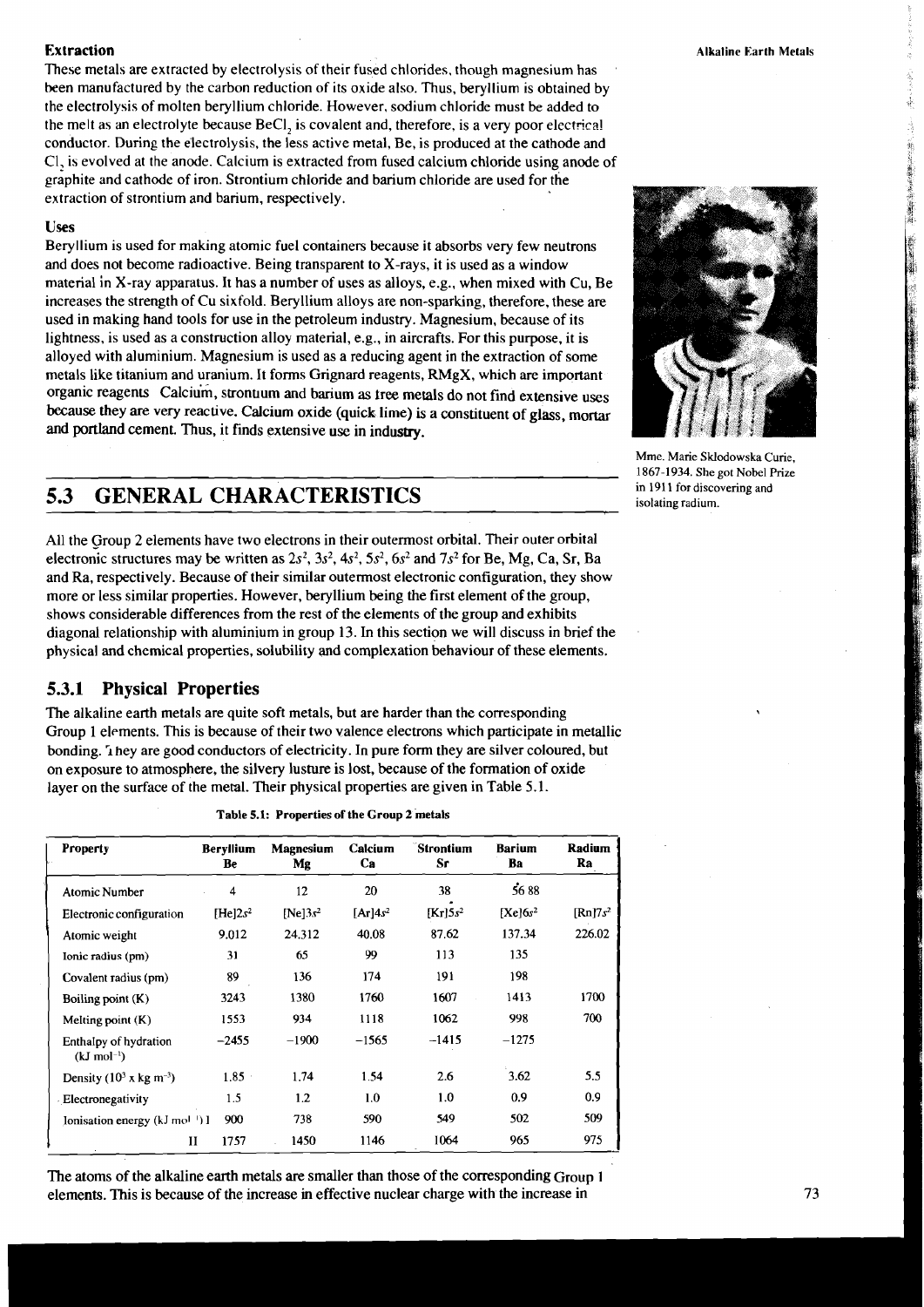### Extraction

These metals are extracted by electrolysis of their fused chlorides, though magnesium has been manufactured by the carbon reduction of its oxide also. Thus, beryllium is obtained by the electrolysis of molten beryllium chloride. However, sodium chloride must be added to the melt as an electrolyte because $BeCl_2$ is covalent and, therefore, is a very poor electrical conductor. During the electrolysis, the less active metal, Be, is produced at the cathode and $Cl_2$ is evolved at the anode. Calcium is extracted from fused calcium chloride using anode of graphite and cathode of iron. Strontium chloride and barium chloride are used for the extraction of strontium and barium, respectively.

### Uses

Beryllium is used for making atomic fuel containers because it absorbs very few neutrons and does not become radioactive. Being transparent to X-rays, it is used as a window material in X-ray apparatus. It has a number of uses as alloys, e.g., when mixed with Cu, Be increases the strength of Cu sixfold. Beryllium alloys are non-sparking, therefore, these are used in making hand tools for use in the petroleum industry. Magnesium, because of its lightness, is used as a construction alloy material, e.g., in aircrafts. For this purpose, it is alloyed with aluminium. Magnesium is used as a reducing agent in the extraction of some metals like titanium and uranium. It forms Grignard reagents, RMgX, which are important organic reagents Calcium, strontium and barium as free metals do not find extensive uses because they are very reactive. Calcium oxide (quick lime) is a constituent of glass, mortar and portland cement. Thus, it finds extensive use in industry.

Mme. Marie Sklodowska Curie, 1867-1934. She got Nobel Prize in 1911 for discovering and isolating radium.

## 5.3 GENERAL CHARACTERISTICS

All the Group 2 elements have two electrons in their outermost orbital. Their outer orbital electronic structures may be written as $2s^2$, $3s^2$, $4s^2$, $5s^2$, $6s^2$ and $7s^2$ for Be, Mg, Ca, Sr, Ba and Ra, respectively. Because of their similar outermost electronic configuration, they show more or less similar properties. However, beryllium being the first element of the group, shows considerable differences from the rest of the elements of the group and exhibits diagonal relationship with aluminium in group 13. In this section we will discuss in brief the physical and chemical properties, solubility and complexation behaviour of these elements.

### 5.3.1 Physical Properties

The alkaline earth metals are quite soft metals, but are harder than the corresponding Group 1 elements. This is because of their two valence electrons which participate in metallic bonding. They are good conductors of electricity. In pure form they are silver coloured, but on exposure to atmosphere, the silvery lusture is lost, because of the formation of oxide layer on the surface of the metal. Their physical properties are given in Table 5.1.

**Table 5.1: Properties of the Group 2 metals**

| Property | Beryllium Be | Magnesium Mg | Calcium Ca | Strontium Sr | Barium Ba | Radium Ra |
|---|---|---|---|---|---|---|
| Atomic Number | 4 | 12 | 20 | 38 | 56 | 88 |
| Electronic configuration | $[He]2s^2$ | $[Ne]3s^2$ | $[Ar]4s^2$ | $[Kr]5s^2$ | $[Xe]6s^2$ | $[Rn]7s^2$ |
| Atomic weight | 9.012 | 24.312 | 40.08 | 87.62 | 137.34 | 226.02 |
| Ionic radius (pm) | 31 | 65 | 99 | 113 | 135 | |
| Covalent radius (pm) | 89 | 136 | 174 | 191 | 198 | |
| Boiling point (K) | 3243 | 1380 | 1760 | 1607 | 1413 | 1700 |
| Melting point (K) | 1553 | 934 | 1118 | 1062 | 998 | 700 |
| Enthalpy of hydration ($kJ\ mol^{-1}$) | −2455 | −1900 | −1565 | −1415 | −1275 | |
| Density ($10^3 \times kg\ m^{-3}$) | 1.85 | 1.74 | 1.54 | 2.6 | 3.62 | 5.5 |
| Electronegativity | 1.5 | 1.2 | 1.0 | 1.0 | 0.9 | 0.9 |
| Ionisation energy ($kJ\ mol^{-1}$) I | 900 | 738 | 590 | 549 | 502 | 509 |
| II | 1757 | 1450 | 1146 | 1064 | 965 | 975 |

The atoms of the alkaline earth metals are smaller than those of the corresponding Group 1 elements. This is because of the increase in effective nuclear charge with the increase in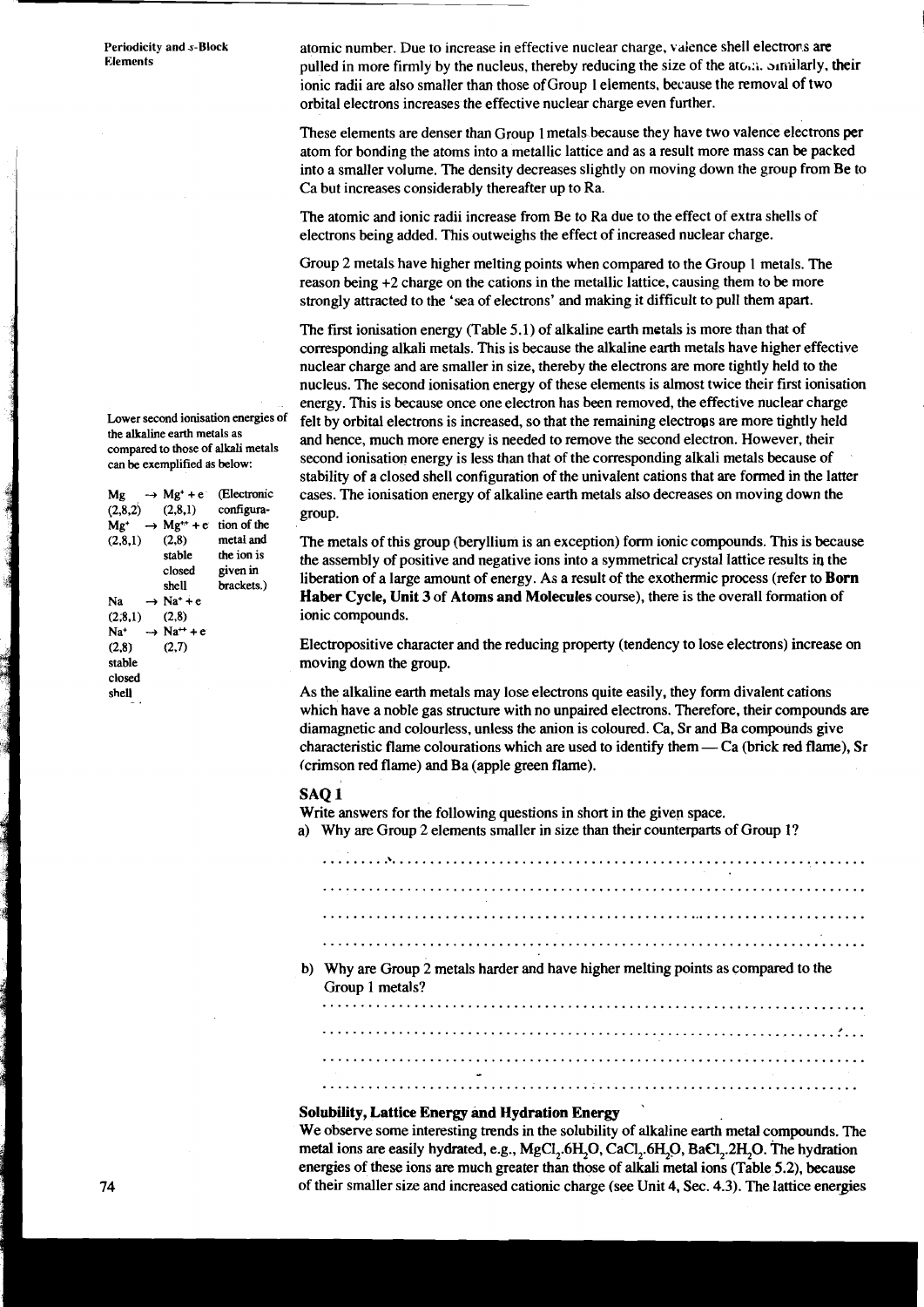atomic number. Due to increase in effective nuclear charge, valence shell electrons are pulled in more firmly by the nucleus, thereby reducing the size of the atom. Similarly, their ionic radii are also smaller than those of Group 1 elements, because the removal of two orbital electrons increases the effective nuclear charge even further.

These elements are denser than Group 1 metals because they have two valence electrons per atom for bonding the atoms into a metallic lattice and as a result more mass can be packed into a smaller volume. The density decreases slightly on moving down the group from Be to Ca but increases considerably thereafter up to Ra.

The atomic and ionic radii increase from Be to Ra due to the effect of extra shells of electrons being added. This outweighs the effect of increased nuclear charge.

Group 2 metals have higher melting points when compared to the Group 1 metals. The reason being +2 charge on the cations in the metallic lattice, causing them to be more strongly attracted to the 'sea of electrons' and making it difficult to pull them apart.

The first ionisation energy (Table 5.1) of alkaline earth metals is more than that of corresponding alkali metals. This is because the alkaline earth metals have higher effective nuclear charge and are smaller in size, thereby the electrons are more tightly held to the nucleus. The second ionisation energy of these elements is almost twice their first ionisation energy. This is because once one electron has been removed, the effective nuclear charge felt by orbital electrons is increased, so that the remaining electrons are more tightly held and hence, much more energy is needed to remove the second electron. However, their second ionisation energy is less than that of the corresponding alkali metals because of stability of a closed shell configuration of the univalent cations that are formed in the latter cases. The ionisation energy of alkaline earth metals also decreases on moving down the group.

Lower second ionisation energies of the alkaline earth metals as compared to those of alkali metals can be exemplified as below:

$Mg \rightarrow Mg^{+} + e$
(2,8,2) → (2,8,1)

$Mg^{+} \rightarrow Mg^{++} + e$
(2,8,1) → (2,8) stable closed shell

$Na \rightarrow Na^{+} + e$
(2,8,1) → (2,8)

$Na^{+} \rightarrow Na^{++} + e$
(2,8) stable closed shell → (2,7)

(Electronic configuration of the metal and the ion is given in brackets.)

The metals of this group (beryllium is an exception) form ionic compounds. This is because the assembly of positive and negative ions into a symmetrical crystal lattice results in the liberation of a large amount of energy. As a result of the exothermic process (refer to **Born Haber Cycle, Unit 3** of **Atoms and Molecules** course), there is the overall formation of ionic compounds.

Electropositive character and the reducing property (tendency to lose electrons) increase on moving down the group.

As the alkaline earth metals may lose electrons quite easily, they form divalent cations which have a noble gas structure with no unpaired electrons. Therefore, their compounds are diamagnetic and colourless, unless the anion is coloured. Ca, Sr and Ba compounds give characteristic flame colourations which are used to identify them — Ca (brick red flame), Sr (crimson red flame) and Ba (apple green flame).

### SAQ 1

Write answers for the following questions in short in the given space.

a) Why are Group 2 elements smaller in size than their counterparts of Group 1?

..............................................................................

..............................................................................

..............................................................................

..............................................................................

b) Why are Group 2 metals harder and have higher melting points as compared to the Group 1 metals?

..............................................................................

..............................................................................

..............................................................................

..............................................................................

### Solubility, Lattice Energy and Hydration Energy

We observe some interesting trends in the solubility of alkaline earth metal compounds. The metal ions are easily hydrated, e.g., $MgCl_2.6H_2O$, $CaCl_2.6H_2O$, $BaCl_2.2H_2O$. The hydration energies of these ions are much greater than those of alkali metal ions (Table 5.2), because of their smaller size and increased cationic charge (see Unit 4, Sec. 4.3). The lattice energies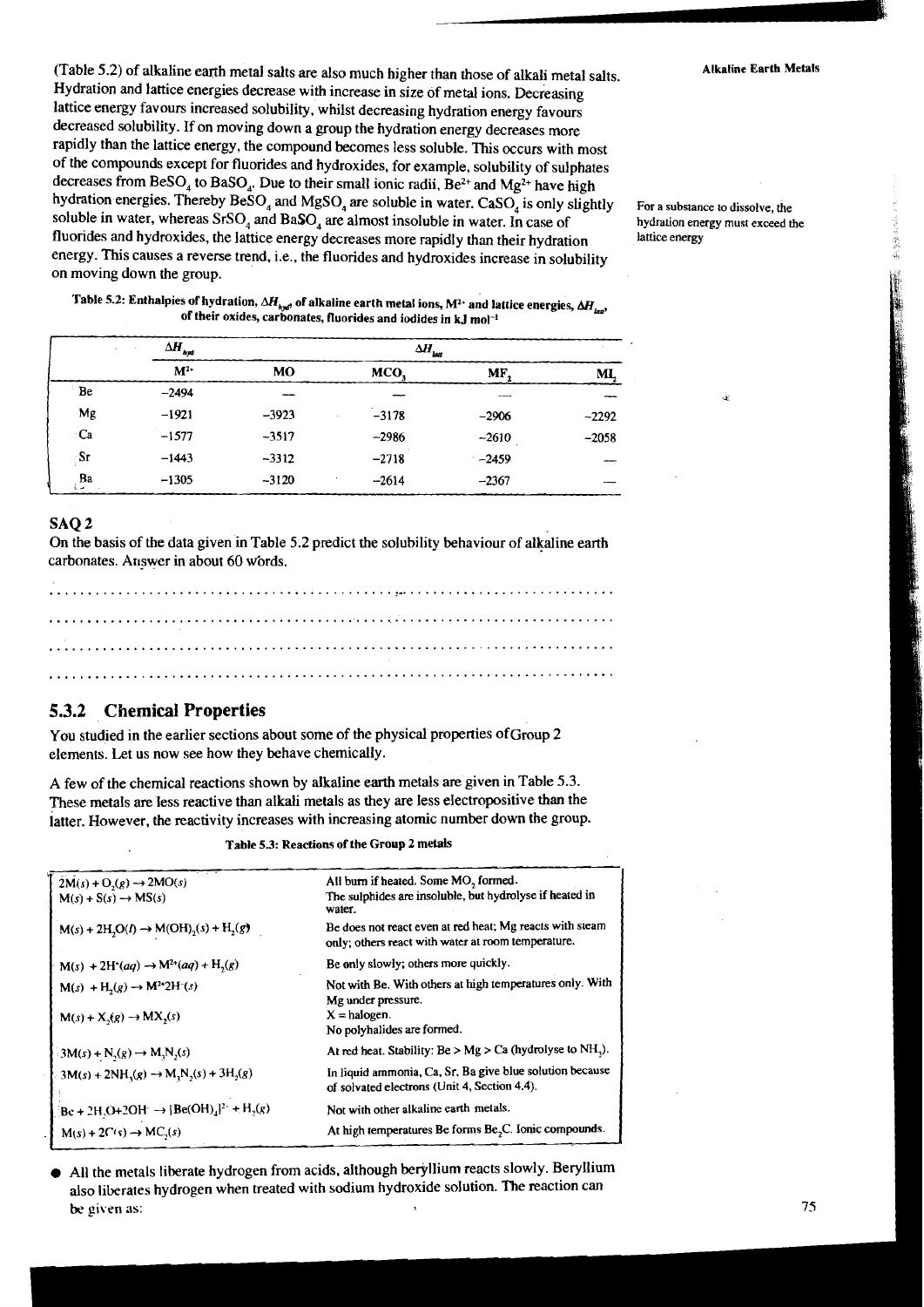(Table 5.2) of alkaline earth metal salts are also much higher than those of alkali metal salts. Hydration and lattice energies decrease with increase in size of metal ions. Decreasing lattice energy favours increased solubility, whilst decreasing hydration energy favours decreased solubility. If on moving down a group the hydration energy decreases more rapidly than the lattice energy, the compound becomes less soluble. This occurs with most of the compounds except for fluorides and hydroxides, for example, solubility of sulphates decreases from $BeSO_4$ to $BaSO_4$. Due to their small ionic radii, $Be^{2+}$ and $Mg^{2+}$ have high hydration energies. Thereby $BeSO_4$ and $MgSO_4$ are soluble in water. $CaSO_4$ is only slightly soluble in water, whereas $SrSO_4$ and $BaSO_4$ are almost insoluble in water. In case of fluorides and hydroxides, the lattice energy decreases more rapidly than their hydration energy. This causes a reverse trend, i.e., the fluorides and hydroxides increase in solubility on moving down the group.

For a substance to dissolve, the hydration energy must exceed the lattice energy

**Table 5.2: Enthalpies of hydration, $\Delta H_{hyd}$, of alkaline earth metal ions, $M^{2+}$ and lattice energies, $\Delta H_{latt}$, of their oxides, carbonates, fluorides and iodides in kJ mol$^{-1}$**

| | $\Delta H_{hyd}$ | $\Delta H_{latt}$ | | | |
|---|---|---|---|---|---|
| | $M^{2+}$ | MO | $MCO_3$ | $MF_2$ | $MI_2$ |
| Be | −2494 | — | — | — | — |
| Mg | −1921 | −3923 | −3178 | −2906 | −2292 |
| Ca | −1577 | −3517 | −2986 | −2610 | −2058 |
| Sr | −1443 | −3312 | −2718 | −2459 | — |
| Ba | −1305 | −3120 | −2614 | −2367 | — |

### SAQ 2

On the basis of the data given in Table 5.2 predict the solubility behaviour of alkaline earth carbonates. Answer in about 60 words.

.................................................................................

.................................................................................

.................................................................................

.................................................................................

## 5.3.2 Chemical Properties

You studied in the earlier sections about some of the physical properties of Group 2 elements. Let us now see how they behave chemically.

A few of the chemical reactions shown by alkaline earth metals are given in Table 5.3. These metals are less reactive than alkali metals as they are less electropositive than the latter. However, the reactivity increases with increasing atomic number down the group.

**Table 5.3: Reactions of the Group 2 metals**

| Reaction | Remarks |
|---|---|
| $2M(s) + O_2(g) \rightarrow 2MO(s)$ | All burn if heated. Some $MO_2$ formed. |
| $M(s) + S(s) \rightarrow MS(s)$ | The sulphides are insoluble, but hydrolyse if heated in water. |
| $M(s) + 2H_2O(l) \rightarrow M(OH)_2(s) + H_2(g)$ | Be does not react even at red heat; Mg reacts with steam only; others react with water at room temperature. |
| $M(s) + 2H^+(aq) \rightarrow M^{2+}(aq) + H_2(g)$ | Be only slowly; others more quickly. |
| $M(s) + H_2(g) \rightarrow M^{2+}2H^-(s)$ | Not with Be. With others at high temperatures only. With Mg under pressure. |
| $M(s) + X_2(g) \rightarrow MX_2(s)$ | X = halogen. No polyhalides are formed. |
| $3M(s) + N_2(g) \rightarrow M_3N_2(s)$ | At red heat. Stability: Be > Mg > Ca (hydrolyse to $NH_3$). |
| $3M(s) + 2NH_3(g) \rightarrow M_3N_2(s) + 3H_2(g)$ | In liquid ammonia, Ca, Sr, Ba give blue solution because of solvated electrons (Unit 4, Section 4.4). |
| $Be + 2H_2O + 2OH^- \rightarrow [Be(OH)_4]^{2-} + H_2(g)$ | Not with other alkaline earth metals. |
| $M(s) + 2C(s) \rightarrow MC_2(s)$ | At high temperatures Be forms $Be_2C$. Ionic compounds. |

- All the metals liberate hydrogen from acids, although beryllium reacts slowly. Beryllium also liberates hydrogen when treated with sodium hydroxide solution. The reaction can be given as: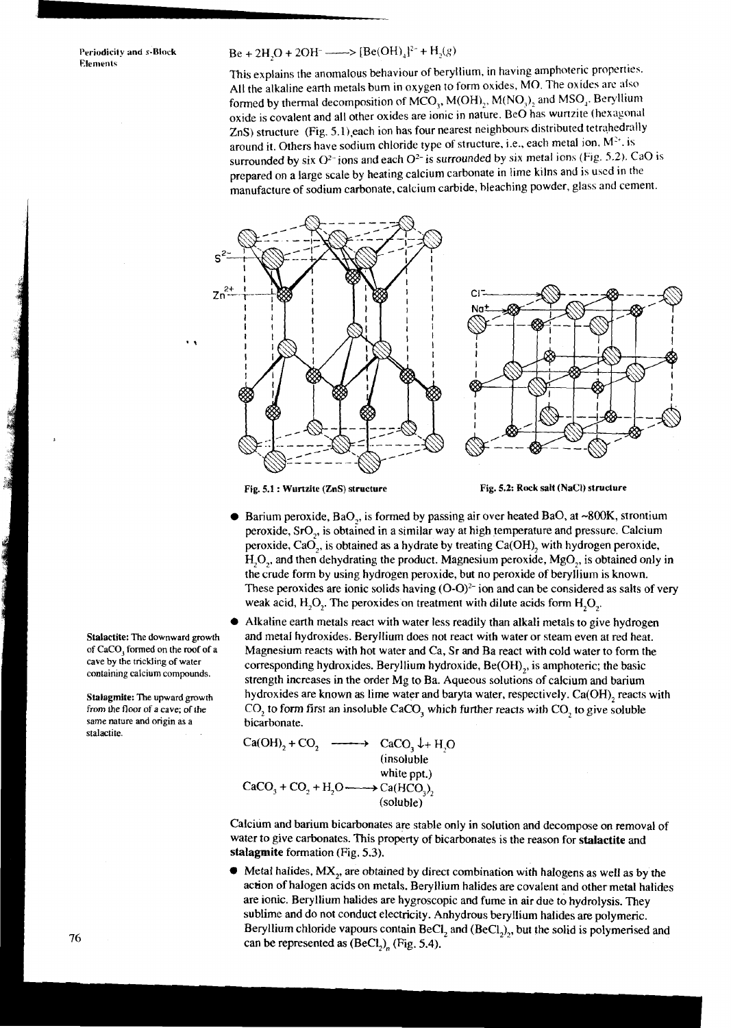$Be + 2H_2O + 2OH^- \longrightarrow [Be(OH)_4]^{2-} + H_2(g)$

This explains the anomalous behaviour of beryllium, in having amphoteric properties. All the alkaline earth metals burn in oxygen to form oxides, MO. The oxides are also formed by thermal decomposition of $MCO_3$, $M(OH)_2$, $M(NO_3)_2$ and $MSO_4$. Beryllium oxide is covalent and all other oxides are ionic in nature. BeO has wurtzite (hexagonal ZnS) structure (Fig. 5.1),each ion has four nearest neighbours distributed tetrahedrally around it. Others have sodium chloride type of structure, i.e., each metal ion, $M^{2+}$, is surrounded by six $O^{2-}$ ions and each $O^{2-}$ is surrounded by six metal ions (Fig. 5.2). CaO is prepared on a large scale by heating calcium carbonate in lime kilns and is used in the manufacture of sodium carbonate, calcium carbide, bleaching powder, glass and cement.

Fig. 5.1 : Wurtzite (ZnS) structure

Fig. 5.2: Rock salt (NaCl) structure

- Barium peroxide, $BaO_2$, is formed by passing air over heated BaO, at ~800K, strontium peroxide, $SrO_2$, is obtained in a similar way at high temperature and pressure. Calcium peroxide, $CaO_2$, is obtained as a hydrate by treating $Ca(OH)_2$ with hydrogen peroxide, $H_2O_2$, and then dehydrating the product. Magnesium peroxide, $MgO_2$, is obtained only in the crude form by using hydrogen peroxide, but no peroxide of beryllium is known. These peroxides are ionic solids having $(O\text{-}O)^{2-}$ ion and can be considered as salts of very weak acid, $H_2O_2$. The peroxides on treatment with dilute acids form $H_2O_2$.

- Alkaline earth metals react with water less readily than alkali metals to give hydrogen and metal hydroxides. Beryllium does not react with water or steam even at red heat. Magnesium reacts with hot water and Ca, Sr and Ba react with cold water to form the corresponding hydroxides. Beryllium hydroxide, $Be(OH)_2$, is amphoteric; the basic strength increases in the order Mg to Ba. Aqueous solutions of calcium and barium hydroxides are known as lime water and baryta water, respectively. $Ca(OH)_2$ reacts with $CO_2$ to form first an insoluble $CaCO_3$ which further reacts with $CO_2$ to give soluble bicarbonate.

$$Ca(OH)_2 + CO_2 \longrightarrow CaCO_3 \downarrow + H_2O \quad \text{(insoluble white ppt.)}$$

$$CaCO_3 + CO_2 + H_2O \longrightarrow Ca(HCO_3)_2 \quad \text{(soluble)}$$

Calcium and barium bicarbonates are stable only in solution and decompose on removal of water to give carbonates. This property of bicarbonates is the reason for **stalactite** and **stalagmite** formation (Fig. 5.3).

**Stalactite:** The downward growth of $CaCO_3$ formed on the roof of a cave by the trickling of water containing calcium compounds.

**Stalagmite:** The upward growth from the floor of a cave; of the same nature and origin as a stalactite.

- Metal halides, $MX_2$, are obtained by direct combination with halogens as well as by the action of halogen acids on metals. Beryllium halides are covalent and other metal halides are ionic. Beryllium halides are hygroscopic and fume in air due to hydrolysis. They sublime and do not conduct electricity. Anhydrous beryllium halides are polymeric. Beryllium chloride vapours contain $BeCl_2$ and $(BeCl_2)_2$, but the solid is polymerised and can be represented as $(BeCl_2)_n$ (Fig. 5.4).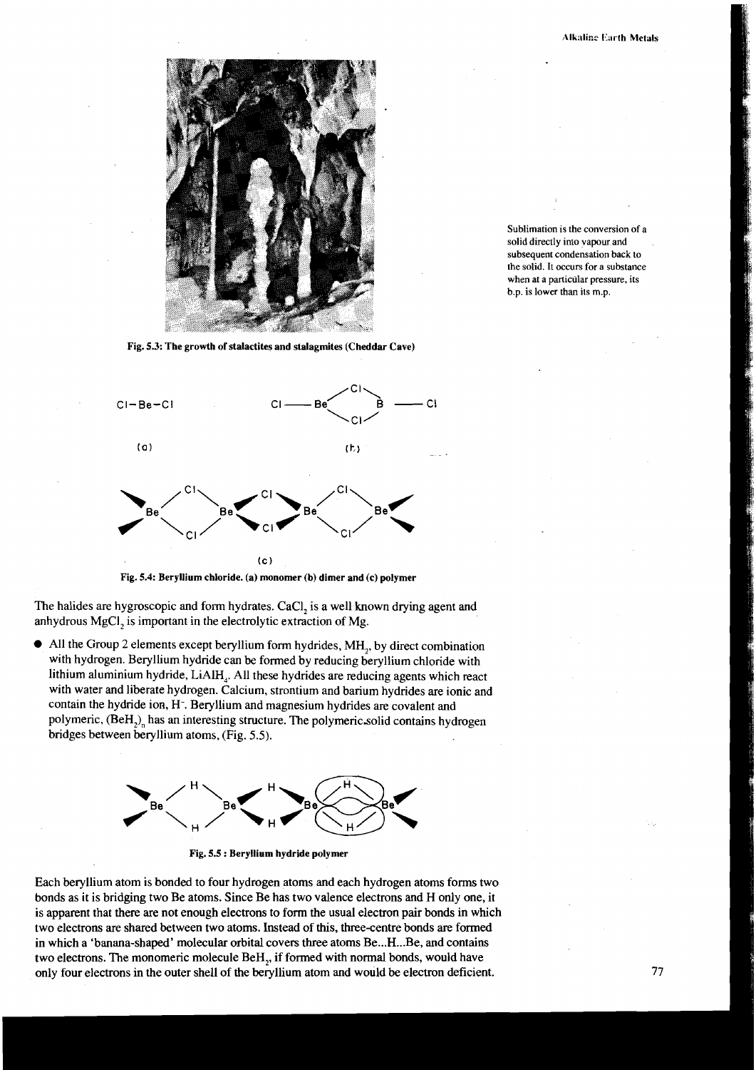Fig. 5.3: The growth of stalactites and stalagmites (Cheddar Cave)

Sublimation is the conversion of a solid directly into vapour and subsequent condensation back to the solid. It occurs for a substance when at a particular pressure, its b.p. is lower than its m.p.

Fig. 5.4: Beryllium chloride. (a) monomer (b) dimer and (c) polymer

The halides are hygroscopic and form hydrates. $CaCl_2$ is a well known drying agent and anhydrous $MgCl_2$ is important in the electrolytic extraction of Mg.

- All the Group 2 elements except beryllium form hydrides, $MH_2$, by direct combination with hydrogen. Beryllium hydride can be formed by reducing beryllium chloride with lithium aluminium hydride, $LiAlH_4$. All these hydrides are reducing agents which react with water and liberate hydrogen. Calcium, strontium and barium hydrides are ionic and contain the hydride ion, $H^-$. Beryllium and magnesium hydrides are covalent and polymeric, $(BeH_2)_n$ has an interesting structure. The polymeric solid contains hydrogen bridges between beryllium atoms, (Fig. 5.5).

Fig. 5.5 : Beryllium hydride polymer

Each beryllium atom is bonded to four hydrogen atoms and each hydrogen atoms forms two bonds as it is bridging two Be atoms. Since Be has two valence electrons and H only one, it is apparent that there are not enough electrons to form the usual electron pair bonds in which two electrons are shared between two atoms. Instead of this, three-centre bonds are formed in which a 'banana-shaped' molecular orbital covers three atoms Be...H...Be, and contains two electrons. The monomeric molecule $BeH_2$, if formed with normal bonds, would have only four electrons in the outer shell of the beryllium atom and would be electron deficient.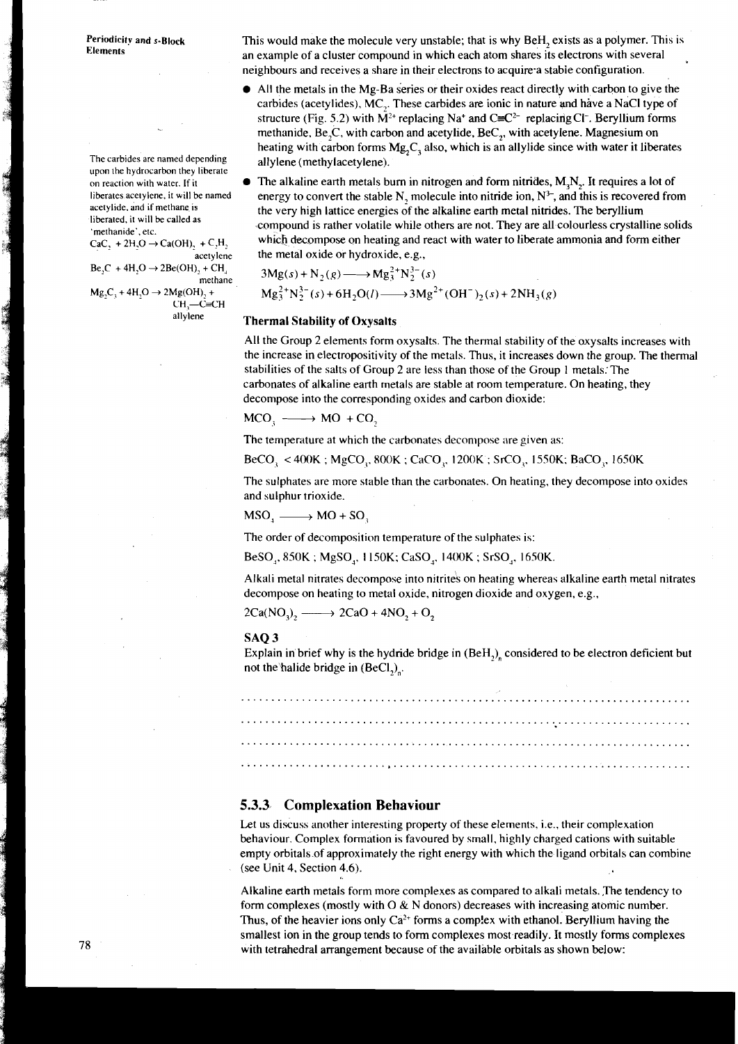This would make the molecule very unstable; that is why $BeH_2$ exists as a polymer. This is an example of a cluster compound in which each atom shares its electrons with several neighbours and receives a share in their electrons to acquire a stable configuration.

- All the metals in the Mg-Ba series or their oxides react directly with carbon to give the carbides (acetylides), $MC_2$. These carbides are ionic in nature and have a NaCl type of structure (Fig. 5.2) with $M^{2+}$ replacing $Na^+$ and $C\equiv C^{2-}$ replacing $Cl^-$. Beryllium forms methanide, $Be_2C$, with carbon and acetylide, $BeC_2$, with acetylene. Magnesium on heating with carbon forms $Mg_2C_3$ also, which is an allylide since with water it liberates allylene (methylacetylene).

The carbides are named depending upon the hydrocarbon they liberate on reaction with water. If it liberates acetylene, it will be named acetylide, and if methane is liberated, it will be called as 'methanide', etc.

$CaC_2 + 2H_2O \rightarrow Ca(OH)_2 + C_2H_2$ (acetylene)

$Be_2C + 4H_2O \rightarrow 2Be(OH)_2 + CH_4$ (methane)

$Mg_2C_3 + 4H_2O \rightarrow 2Mg(OH)_2 + CH_3{-}C\equiv CH$ (allylene)

- The alkaline earth metals burn in nitrogen and form nitrides, $M_3N_2$. It requires a lot of energy to convert the stable $N_2$ molecule into nitride ion, $N^{3-}$, and this is recovered from the very high lattice energies of the alkaline earth metal nitrides. The beryllium compound is rather volatile while others are not. They are all colourless crystalline solids which decompose on heating and react with water to liberate ammonia and form either the metal oxide or hydroxide, e.g.,

$$3Mg(s) + N_2(g) \longrightarrow Mg_3^{2+}N_2^{3-}(s)$$

$$Mg_3^{2+}N_2^{3-}(s) + 6H_2O(l) \longrightarrow 3Mg^{2+}(OH^-)_2(s) + 2NH_3(g)$$

### Thermal Stability of Oxysalts

All the Group 2 elements form oxysalts. The thermal stability of the oxysalts increases with the increase in electropositivity of the metals. Thus, it increases down the group. The thermal stabilities of the salts of Group 2 are less than those of the Group 1 metals. The carbonates of alkaline earth metals are stable at room temperature. On heating, they decompose into the corresponding oxides and carbon dioxide:

$$MCO_3 \longrightarrow MO + CO_2$$

The temperature at which the carbonates decompose are given as:

$BeCO_3$ < 400K ; $MgCO_3$, 800K ; $CaCO_3$, 1200K ; $SrCO_3$, 1550K; $BaCO_3$, 1650K

The sulphates are more stable than the carbonates. On heating, they decompose into oxides and sulphur trioxide.

$$MSO_4 \longrightarrow MO + SO_3$$

The order of decomposition temperature of the sulphates is:

$BeSO_4$, 850K ; $MgSO_4$, 1150K; $CaSO_4$, 1400K ; $SrSO_4$, 1650K.

Alkali metal nitrates decompose into nitrites on heating whereas alkaline earth metal nitrates decompose on heating to metal oxide, nitrogen dioxide and oxygen, e.g.,

$$2Ca(NO_3)_2 \longrightarrow 2CaO + 4NO_2 + O_2$$

### SAQ 3

Explain in brief why is the hydride bridge in $(BeH_2)_n$ considered to be electron deficient but not the halide bridge in $(BeCl_2)_n$.

..........................................................................

..........................................................................

..........................................................................

..........................................................................

## 5.3.3 Complexation Behaviour

Let us discuss another interesting property of these elements, i.e., their complexation behaviour. Complex formation is favoured by small, highly charged cations with suitable empty orbitals of approximately the right energy with which the ligand orbitals can combine (see Unit 4, Section 4.6).

Alkaline earth metals form more complexes as compared to alkali metals. The tendency to form complexes (mostly with O & N donors) decreases with increasing atomic number. Thus, of the heavier ions only $Ca^{2+}$ forms a complex with ethanol. Beryllium having the smallest ion in the group tends to form complexes most readily. It mostly forms complexes with tetrahedral arrangement because of the available orbitals as shown below: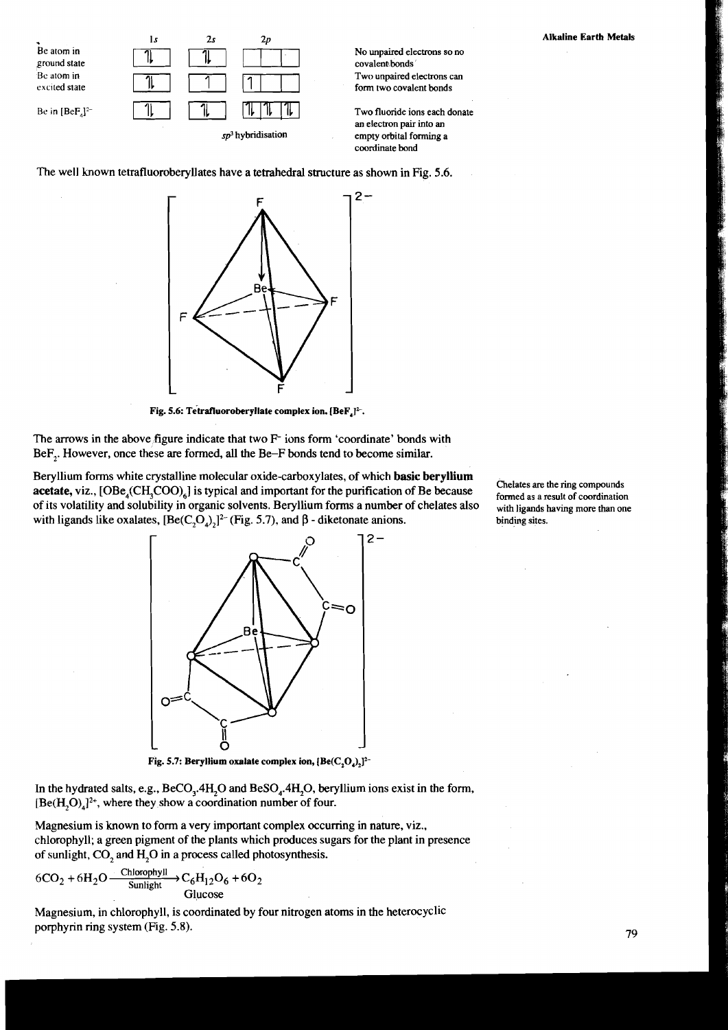| | 1s | 2s | 2p | |
|---|---|---|---|---|
| Be atom in ground state | ⥮ | ⥮ | &nbsp;&nbsp;&nbsp; | No unpaired electrons so no covalent bonds |
| Be atom in excited state | ⥮ | ↿ | ↿ &nbsp; &nbsp; | Two unpaired electrons can form two covalent bonds |
| Be in $[BeF_4]^{2-}$ | ⥮ | ⥮ | ⥮ ⥮ ⥮ | Two fluoride ions each donate an electron pair into an empty orbital forming a coordinate bond |
| | | | $sp^3$ hybridisation | |

The well known tetrafluoroberyllates have a tetrahedral structure as shown in Fig. 5.6.

**Fig. 5.6: Tetrafluoroberyllate complex ion. $[BeF_4]^{2-}$.**

The arrows in the above figure indicate that two $F^-$ ions form 'coordinate' bonds with $BeF_2$. However, once these are formed, all the Be–F bonds tend to become similar.

Beryllium forms white crystalline molecular oxide-carboxylates, of which **basic beryllium acetate,** viz., $[OBe_4(CH_3COO)_6]$ is typical and important for the purification of Be because of its volatility and solubility in organic solvents. Beryllium forms a number of chelates also with ligands like oxalates, $[Be(C_2O_4)_2]^{2-}$ (Fig. 5.7), and β - diketonate anions.

Chelates are the ring compounds formed as a result of coordination with ligands having more than one binding sites.

**Fig. 5.7: Beryllium oxalate complex ion, $[Be(C_2O_4)_2]^{2-}$**

In the hydrated salts, e.g., $BeCO_3.4H_2O$ and $BeSO_4.4H_2O$, beryllium ions exist in the form, $[Be(H_2O)_4]^{2+}$, where they show a coordination number of four.

Magnesium is known to form a very important complex occurring in nature, viz., chlorophyll; a green pigment of the plants which produces sugars for the plant in presence of sunlight, $CO_2$ and $H_2O$ in a process called photosynthesis.

$$6CO_2 + 6H_2O \xrightarrow[\text{Sunlight}]{\text{Chlorophyll}} \underset{\text{Glucose}}{C_6H_{12}O_6} + 6O_2$$

Magnesium, in chlorophyll, is coordinated by four nitrogen atoms in the heterocyclic porphyrin ring system (Fig. 5.8).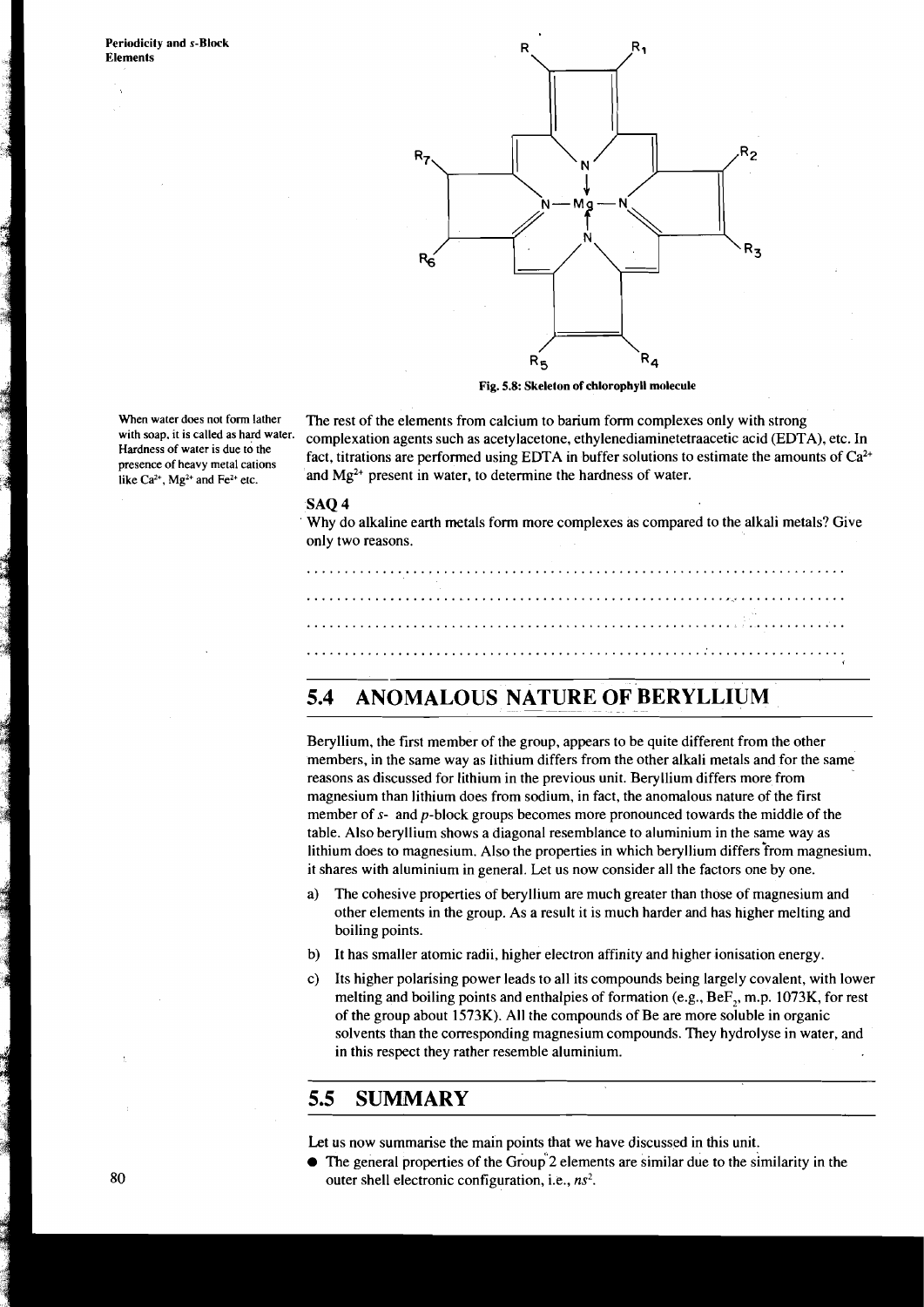Fig. 5.8: Skeleton of chlorophyll molecule

When water does not form lather with soap, it is called as hard water. Hardness of water is due to the presence of heavy metal cations like $Ca^{2+}$, $Mg^{2+}$ and $Fe^{2+}$ etc.

The rest of the elements from calcium to barium form complexes only with strong complexation agents such as acetylacetone, ethylenediaminetetraacetic acid (EDTA), etc. In fact, titrations are performed using EDTA in buffer solutions to estimate the amounts of $Ca^{2+}$ and $Mg^{2+}$ present in water, to determine the hardness of water.

**SAQ 4**

Why do alkaline earth metals form more complexes as compared to the alkali metals? Give only two reasons.

........................................................................

........................................................................

........................................................................

........................................................................

## 5.4 ANOMALOUS NATURE OF BERYLLIUM

Beryllium, the first member of the group, appears to be quite different from the other members, in the same way as lithium differs from the other alkali metals and for the same reasons as discussed for lithium in the previous unit. Beryllium differs more from magnesium than lithium does from sodium, in fact, the anomalous nature of the first member of *s*- and *p*-block groups becomes more pronounced towards the middle of the table. Also beryllium shows a diagonal resemblance to aluminium in the same way as lithium does to magnesium. Also the properties in which beryllium differs from magnesium, it shares with aluminium in general. Let us now consider all the factors one by one.

a) The cohesive properties of beryllium are much greater than those of magnesium and other elements in the group. As a result it is much harder and has higher melting and boiling points.

b) It has smaller atomic radii, higher electron affinity and higher ionisation energy.

c) Its higher polarising power leads to all its compounds being largely covalent, with lower melting and boiling points and enthalpies of formation (e.g., $BeF_2$, m.p. 1073K, for rest of the group about 1573K). All the compounds of Be are more soluble in organic solvents than the corresponding magnesium compounds. They hydrolyse in water, and in this respect they rather resemble aluminium.

## 5.5 SUMMARY

Let us now summarise the main points that we have discussed in this unit.

- The general properties of the Group 2 elements are similar due to the similarity in the outer shell electronic configuration, i.e., $ns^2$.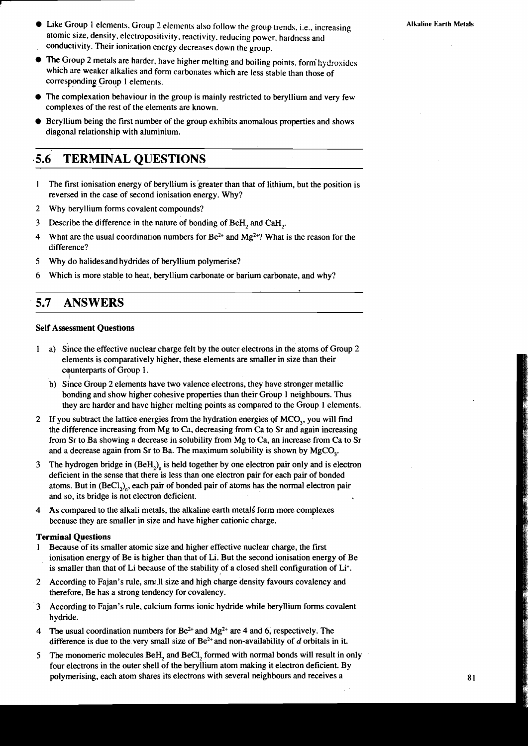- Like Group 1 elements, Group 2 elements also follow the group trends, i.e., increasing atomic size, density, electropositivity, reactivity, reducing power, hardness and conductivity. Their ionisation energy decreases down the group.
- The Group 2 metals are harder, have higher melting and boiling points, form hydroxides which are weaker alkalies and form carbonates which are less stable than those of corresponding Group 1 elements.
- The complexation behaviour in the group is mainly restricted to beryllium and very few complexes of the rest of the elements are known.
- Beryllium being the first number of the group exhibits anomalous properties and shows diagonal relationship with aluminium.

## 5.6 TERMINAL QUESTIONS

1. The first ionisation energy of beryllium is greater than that of lithium, but the position is reversed in the case of second ionisation energy. Why?
2. Why beryllium forms covalent compounds?
3. Describe the difference in the nature of bonding of $BeH_2$ and $CaH_2$.
4. What are the usual coordination numbers for $Be^{2+}$ and $Mg^{2+}$? What is the reason for the difference?
5. Why do halides and hydrides of beryllium polymerise?
6. Which is more stable to heat, beryllium carbonate or barium carbonate, and why?

## 5.7 ANSWERS

**Self Assessment Questions**

1. a) Since the effective nuclear charge felt by the outer electrons in the atoms of Group 2 elements is comparatively higher, these elements are smaller in size than their counterparts of Group 1.

   b) Since Group 2 elements have two valence electrons, they have stronger metallic bonding and show higher cohesive properties than their Group 1 neighbours. Thus they are harder and have higher melting points as compared to the Group 1 elements.

2. If you subtract the lattice energies from the hydration energies of $MCO_3$, you will find the difference increasing from Mg to Ca, decreasing from Ca to Sr and again increasing from Sr to Ba showing a decrease in solubility from Mg to Ca, an increase from Ca to Sr and a decrease again from Sr to Ba. The maximum solubility is shown by $MgCO_3$.

3. The hydrogen bridge in $(BeH_2)_n$ is held together by one electron pair only and is electron deficient in the sense that there is less than one electron pair for each pair of bonded atoms. But in $(BeCl_2)_n$, each pair of bonded pair of atoms has the normal electron pair and so, its bridge is not electron deficient.

4. As compared to the alkali metals, the alkaline earth metals form more complexes because they are smaller in size and have higher cationic charge.

**Terminal Questions**

1. Because of its smaller atomic size and higher effective nuclear charge, the first ionisation energy of Be is higher than that of Li. But the second ionisation energy of Be is smaller than that of Li because of the stability of a closed shell configuration of $Li^+$.

2. According to Fajan's rule, small size and high charge density favours covalency and therefore, Be has a strong tendency for covalency.

3. According to Fajan's rule, calcium forms ionic hydride while beryllium forms covalent hydride.

4. The usual coordination numbers for $Be^{2+}$ and $Mg^{2+}$ are 4 and 6, respectively. The difference is due to the very small size of $Be^{2+}$ and non-availability of *d* orbitals in it.

5. The monomeric molecules $BeH_2$ and $BeCl_2$ formed with normal bonds will result in only four electrons in the outer shell of the beryllium atom making it electron deficient. By polymerising, each atom shares its electrons with several neighbours and receives a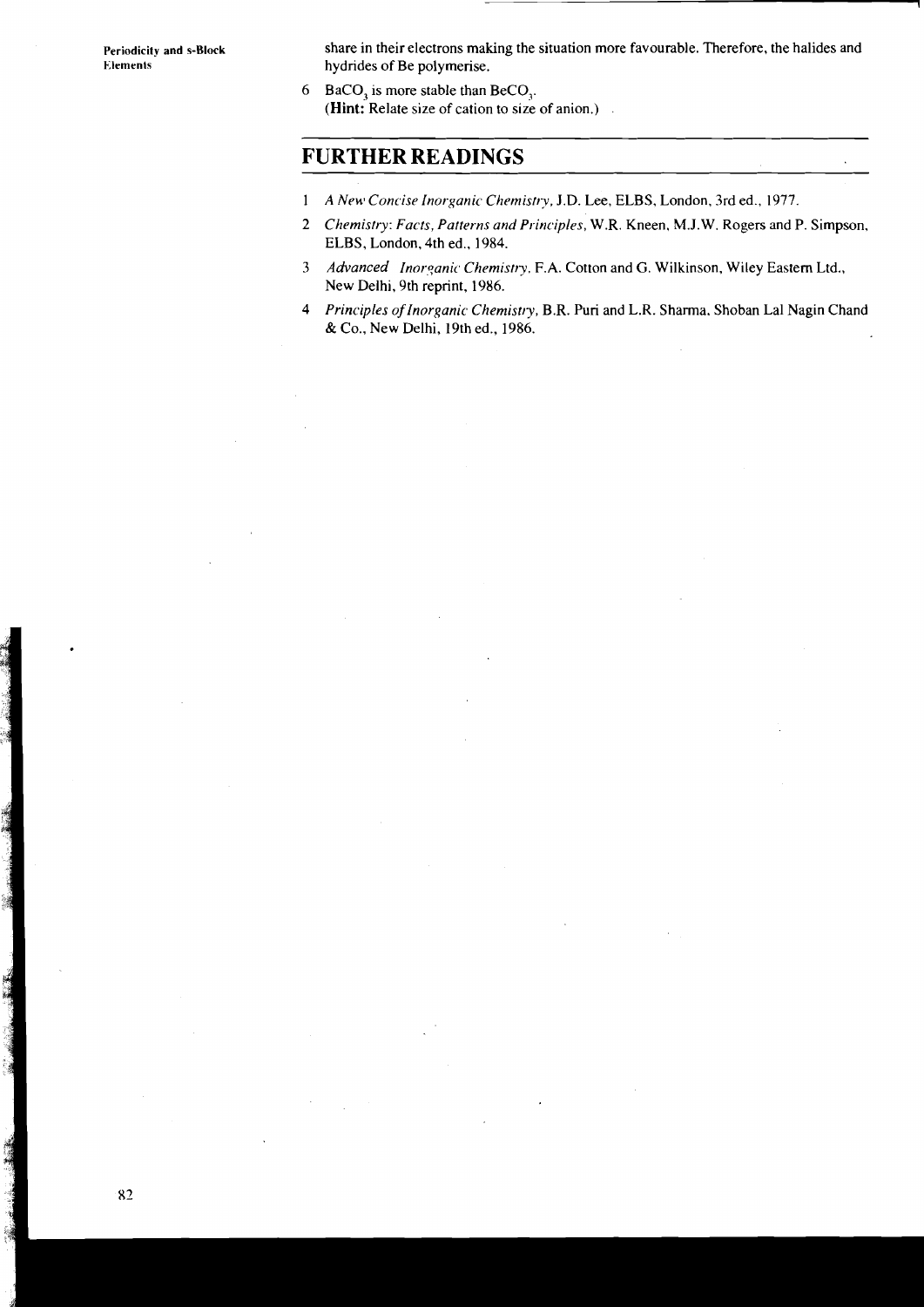share in their electrons making the situation more favourable. Therefore, the halides and hydrides of Be polymerise.

6 $BaCO_3$ is more stable than $BeCO_3$.
**(Hint:** Relate size of cation to size of anion.)

## FURTHER READINGS

1 *A New Concise Inorganic Chemistry*, J.D. Lee, ELBS, London, 3rd ed., 1977.

2 *Chemistry: Facts, Patterns and Principles*, W.R. Kneen, M.J.W. Rogers and P. Simpson, ELBS, London, 4th ed., 1984.

3 *Advanced Inorganic Chemistry*, F.A. Cotton and G. Wilkinson, Wiley Eastern Ltd., New Delhi, 9th reprint, 1986.

4 *Principles of Inorganic Chemistry*, B.R. Puri and L.R. Sharma, Shoban Lal Nagin Chand & Co., New Delhi, 19th ed., 1986.